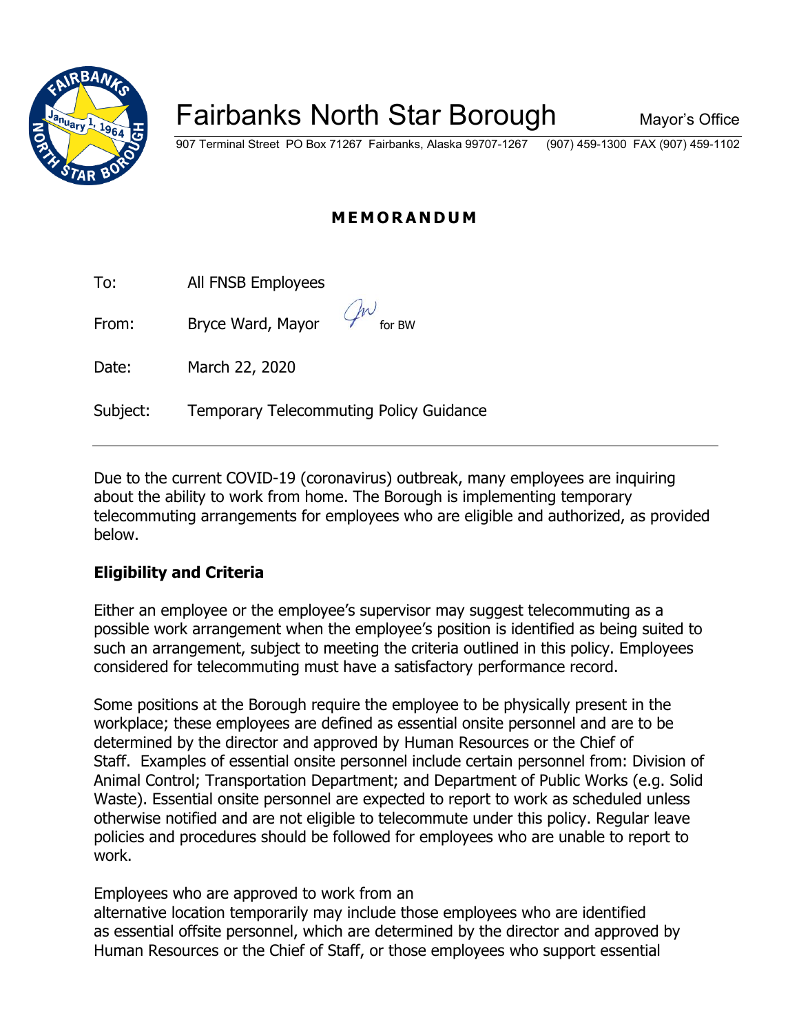# Fairbanks North Star Borough

Mayor's Office

907 Terminal Street PO Box 71267 Fairbanks, Alaska 99707-1267 (907) 459-1300 FAX (907) 459-1102

## MEMORANDUM

To: All FNSB Employees

From: Bryce Ward, Mayor for BW

Date: March 22, 2020

Subject: Temporary Telecommuting Policy Guidance

---

Due to the current COVID-19 (coronavirus) outbreak, many employees are inquiring about the ability to work from home. The Borough is implementing temporary telecommuting arrangements for employees who are eligible and authorized, as provided below.

### Eligibility and Criteria

Either an employee or the employee's supervisor may suggest telecommuting as a possible work arrangement when the employee's position is identified as being suited to such an arrangement, subject to meeting the criteria outlined in this policy. Employees considered for telecommuting must have a satisfactory performance record.

Some positions at the Borough require the employee to be physically present in the workplace; these employees are defined as essential onsite personnel and are to be determined by the director and approved by Human Resources or the Chief of Staff. Examples of essential onsite personnel include certain personnel from: Division of Animal Control; Transportation Department; and Department of Public Works (e.g. Solid Waste). Essential onsite personnel are expected to report to work as scheduled unless otherwise notified and are not eligible to telecommute under this policy. Regular leave policies and procedures should be followed for employees who are unable to report to work.

Employees who are approved to work from an alternative location temporarily may include those employees who are identified as essential offsite personnel, which are determined by the director and approved by Human Resources or the Chief of Staff, or those employees who support essential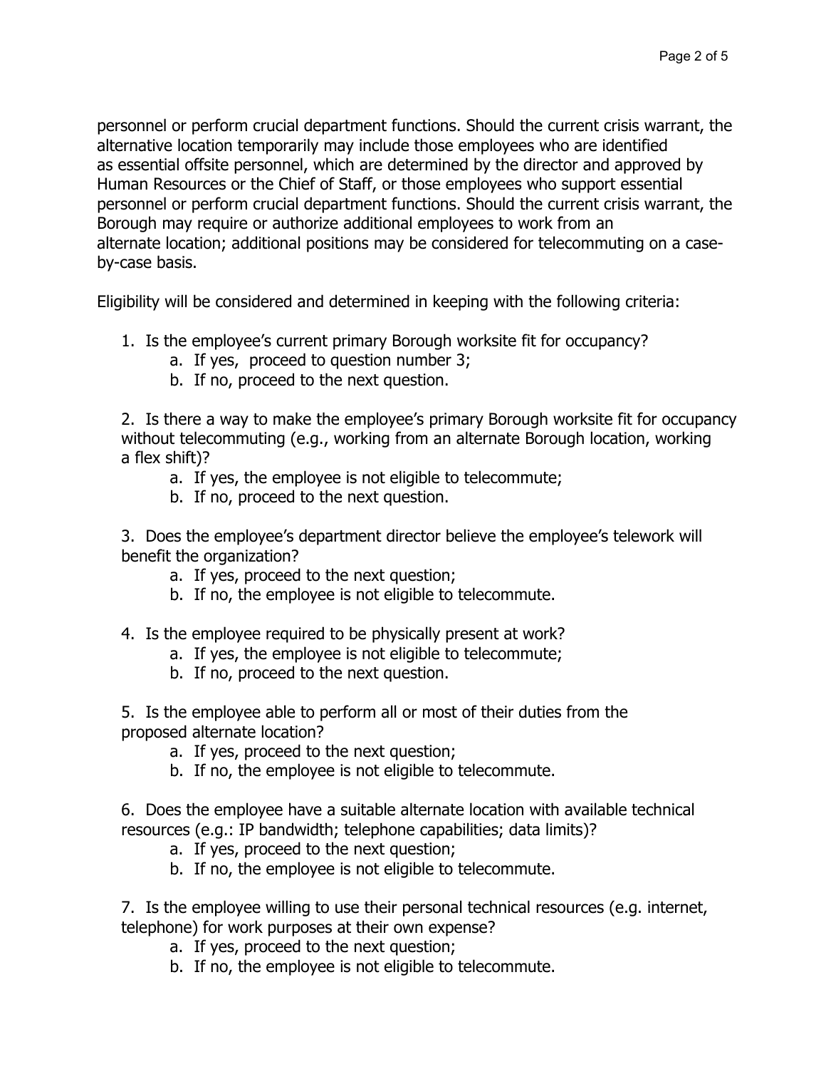personnel or perform crucial department functions. Should the current crisis warrant, the alternative location temporarily may include those employees who are identified as essential offsite personnel, which are determined by the director and approved by Human Resources or the Chief of Staff, or those employees who support essential personnel or perform crucial department functions. Should the current crisis warrant, the Borough may require or authorize additional employees to work from an alternate location; additional positions may be considered for telecommuting on a case-by-case basis.

Eligibility will be considered and determined in keeping with the following criteria:

1. Is the employee's current primary Borough worksite fit for occupancy?
   a. If yes, proceed to question number 3;
   b. If no, proceed to the next question.

2. Is there a way to make the employee's primary Borough worksite fit for occupancy without telecommuting (e.g., working from an alternate Borough location, working a flex shift)?
   a. If yes, the employee is not eligible to telecommute;
   b. If no, proceed to the next question.

3. Does the employee's department director believe the employee's telework will benefit the organization?
   a. If yes, proceed to the next question;
   b. If no, the employee is not eligible to telecommute.

4. Is the employee required to be physically present at work?
   a. If yes, the employee is not eligible to telecommute;
   b. If no, proceed to the next question.

5. Is the employee able to perform all or most of their duties from the proposed alternate location?
   a. If yes, proceed to the next question;
   b. If no, the employee is not eligible to telecommute.

6. Does the employee have a suitable alternate location with available technical resources (e.g.: IP bandwidth; telephone capabilities; data limits)?
   a. If yes, proceed to the next question;
   b. If no, the employee is not eligible to telecommute.

7. Is the employee willing to use their personal technical resources (e.g. internet, telephone) for work purposes at their own expense?
   a. If yes, proceed to the next question;
   b. If no, the employee is not eligible to telecommute.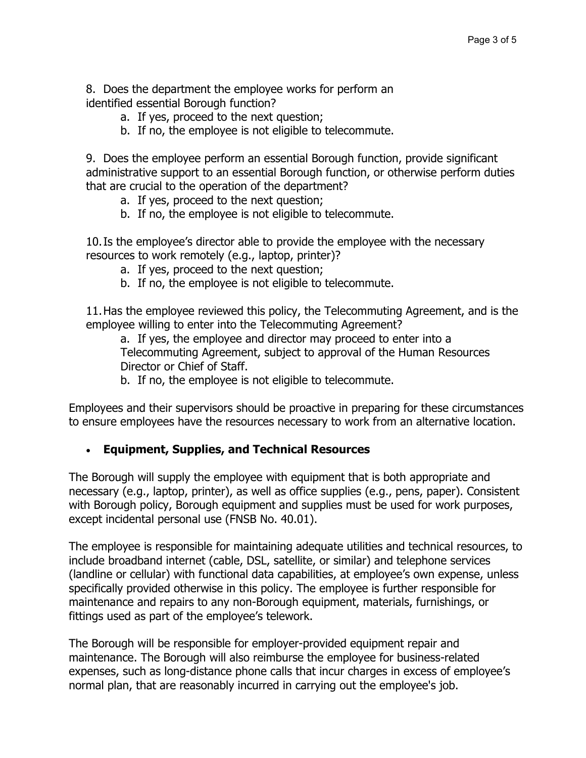8. Does the department the employee works for perform an identified essential Borough function?
    a. If yes, proceed to the next question;
    b. If no, the employee is not eligible to telecommute.

9. Does the employee perform an essential Borough function, provide significant administrative support to an essential Borough function, or otherwise perform duties that are crucial to the operation of the department?
    a. If yes, proceed to the next question;
    b. If no, the employee is not eligible to telecommute.

10. Is the employee's director able to provide the employee with the necessary resources to work remotely (e.g., laptop, printer)?
    a. If yes, proceed to the next question;
    b. If no, the employee is not eligible to telecommute.

11. Has the employee reviewed this policy, the Telecommuting Agreement, and is the employee willing to enter into the Telecommuting Agreement?
    a. If yes, the employee and director may proceed to enter into a Telecommuting Agreement, subject to approval of the Human Resources Director or Chief of Staff.
    b. If no, the employee is not eligible to telecommute.

Employees and their supervisors should be proactive in preparing for these circumstances to ensure employees have the resources necessary to work from an alternative location.

- **Equipment, Supplies, and Technical Resources**

The Borough will supply the employee with equipment that is both appropriate and necessary (e.g., laptop, printer), as well as office supplies (e.g., pens, paper). Consistent with Borough policy, Borough equipment and supplies must be used for work purposes, except incidental personal use (FNSB No. 40.01).

The employee is responsible for maintaining adequate utilities and technical resources, to include broadband internet (cable, DSL, satellite, or similar) and telephone services (landline or cellular) with functional data capabilities, at employee's own expense, unless specifically provided otherwise in this policy. The employee is further responsible for maintenance and repairs to any non-Borough equipment, materials, furnishings, or fittings used as part of the employee's telework.

The Borough will be responsible for employer-provided equipment repair and maintenance. The Borough will also reimburse the employee for business-related expenses, such as long-distance phone calls that incur charges in excess of employee's normal plan, that are reasonably incurred in carrying out the employee's job.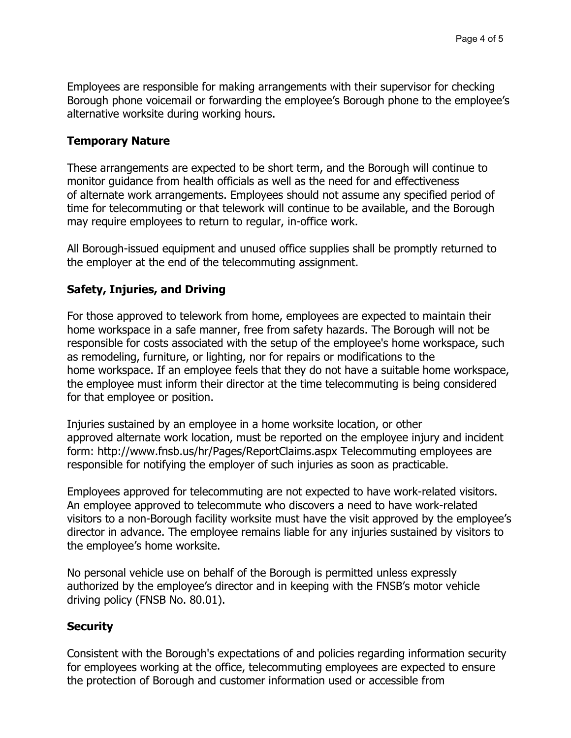Employees are responsible for making arrangements with their supervisor for checking Borough phone voicemail or forwarding the employee's Borough phone to the employee's alternative worksite during working hours.

### Temporary Nature

These arrangements are expected to be short term, and the Borough will continue to monitor guidance from health officials as well as the need for and effectiveness of alternate work arrangements. Employees should not assume any specified period of time for telecommuting or that telework will continue to be available, and the Borough may require employees to return to regular, in-office work.

All Borough-issued equipment and unused office supplies shall be promptly returned to the employer at the end of the telecommuting assignment.

### Safety, Injuries, and Driving

For those approved to telework from home, employees are expected to maintain their home workspace in a safe manner, free from safety hazards. The Borough will not be responsible for costs associated with the setup of the employee's home workspace, such as remodeling, furniture, or lighting, nor for repairs or modifications to the home workspace. If an employee feels that they do not have a suitable home workspace, the employee must inform their director at the time telecommuting is being considered for that employee or position.

Injuries sustained by an employee in a home worksite location, or other approved alternate work location, must be reported on the employee injury and incident form: http://www.fnsb.us/hr/Pages/ReportClaims.aspx Telecommuting employees are responsible for notifying the employer of such injuries as soon as practicable.

Employees approved for telecommuting are not expected to have work-related visitors. An employee approved to telecommute who discovers a need to have work-related visitors to a non-Borough facility worksite must have the visit approved by the employee's director in advance. The employee remains liable for any injuries sustained by visitors to the employee's home worksite.

No personal vehicle use on behalf of the Borough is permitted unless expressly authorized by the employee's director and in keeping with the FNSB's motor vehicle driving policy (FNSB No. 80.01).

### Security

Consistent with the Borough's expectations of and policies regarding information security for employees working at the office, telecommuting employees are expected to ensure the protection of Borough and customer information used or accessible from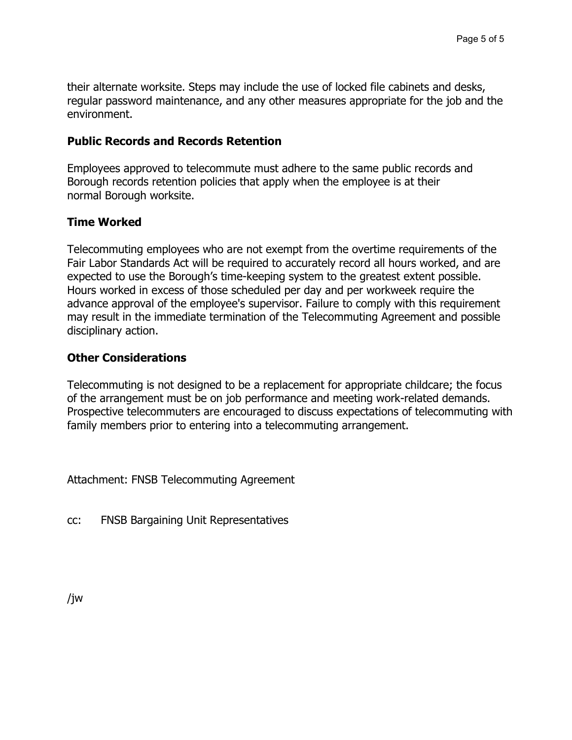their alternate worksite. Steps may include the use of locked file cabinets and desks, regular password maintenance, and any other measures appropriate for the job and the environment.

### Public Records and Records Retention

Employees approved to telecommute must adhere to the same public records and Borough records retention policies that apply when the employee is at their normal Borough worksite.

### Time Worked

Telecommuting employees who are not exempt from the overtime requirements of the Fair Labor Standards Act will be required to accurately record all hours worked, and are expected to use the Borough's time-keeping system to the greatest extent possible. Hours worked in excess of those scheduled per day and per workweek require the advance approval of the employee's supervisor. Failure to comply with this requirement may result in the immediate termination of the Telecommuting Agreement and possible disciplinary action.

### Other Considerations

Telecommuting is not designed to be a replacement for appropriate childcare; the focus of the arrangement must be on job performance and meeting work-related demands. Prospective telecommuters are encouraged to discuss expectations of telecommuting with family members prior to entering into a telecommuting arrangement.

Attachment: FNSB Telecommuting Agreement

cc: FNSB Bargaining Unit Representatives

/jw